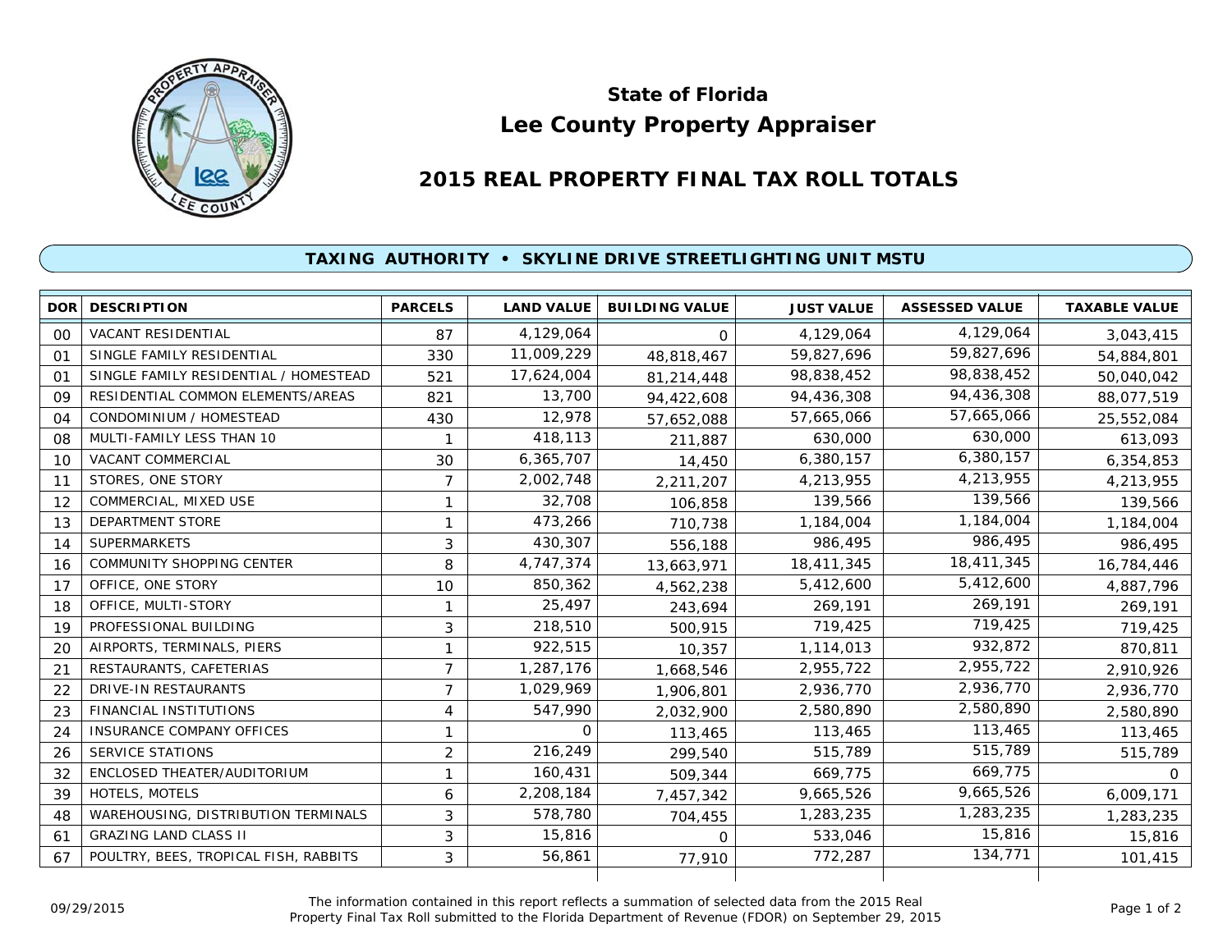# State of Florida

# Lee County Property Appraiser

## 2015 REAL PROPERTY FINAL TAX ROLL TOTALS

### TAXING AUTHORITY • SKYLINE DRIVE STREETLIGHTING UNIT MSTU

| DOR | DESCRIPTION | PARCELS | LAND VALUE | BUILDING VALUE | JUST VALUE | ASSESSED VALUE | TAXABLE VALUE |
|---|---|---|---|---|---|---|---|
| 00 | VACANT RESIDENTIAL | 87 | 4,129,064 | 0 | 4,129,064 | 4,129,064 | 3,043,415 |
| 01 | SINGLE FAMILY RESIDENTIAL | 330 | 11,009,229 | 48,818,467 | 59,827,696 | 59,827,696 | 54,884,801 |
| 01 | SINGLE FAMILY RESIDENTIAL / HOMESTEAD | 521 | 17,624,004 | 81,214,448 | 98,838,452 | 98,838,452 | 50,040,042 |
| 09 | RESIDENTIAL COMMON ELEMENTS/AREAS | 821 | 13,700 | 94,422,608 | 94,436,308 | 94,436,308 | 88,077,519 |
| 04 | CONDOMINIUM / HOMESTEAD | 430 | 12,978 | 57,652,088 | 57,665,066 | 57,665,066 | 25,552,084 |
| 08 | MULTI-FAMILY LESS THAN 10 | 1 | 418,113 | 211,887 | 630,000 | 630,000 | 613,093 |
| 10 | VACANT COMMERCIAL | 30 | 6,365,707 | 14,450 | 6,380,157 | 6,380,157 | 6,354,853 |
| 11 | STORES, ONE STORY | 7 | 2,002,748 | 2,211,207 | 4,213,955 | 4,213,955 | 4,213,955 |
| 12 | COMMERCIAL, MIXED USE | 1 | 32,708 | 106,858 | 139,566 | 139,566 | 139,566 |
| 13 | DEPARTMENT STORE | 1 | 473,266 | 710,738 | 1,184,004 | 1,184,004 | 1,184,004 |
| 14 | SUPERMARKETS | 3 | 430,307 | 556,188 | 986,495 | 986,495 | 986,495 |
| 16 | COMMUNITY SHOPPING CENTER | 8 | 4,747,374 | 13,663,971 | 18,411,345 | 18,411,345 | 16,784,446 |
| 17 | OFFICE, ONE STORY | 10 | 850,362 | 4,562,238 | 5,412,600 | 5,412,600 | 4,887,796 |
| 18 | OFFICE, MULTI-STORY | 1 | 25,497 | 243,694 | 269,191 | 269,191 | 269,191 |
| 19 | PROFESSIONAL BUILDING | 3 | 218,510 | 500,915 | 719,425 | 719,425 | 719,425 |
| 20 | AIRPORTS, TERMINALS, PIERS | 1 | 922,515 | 10,357 | 1,114,013 | 932,872 | 870,811 |
| 21 | RESTAURANTS, CAFETERIAS | 7 | 1,287,176 | 1,668,546 | 2,955,722 | 2,955,722 | 2,910,926 |
| 22 | DRIVE-IN RESTAURANTS | 7 | 1,029,969 | 1,906,801 | 2,936,770 | 2,936,770 | 2,936,770 |
| 23 | FINANCIAL INSTITUTIONS | 4 | 547,990 | 2,032,900 | 2,580,890 | 2,580,890 | 2,580,890 |
| 24 | INSURANCE COMPANY OFFICES | 1 | 0 | 113,465 | 113,465 | 113,465 | 113,465 |
| 26 | SERVICE STATIONS | 2 | 216,249 | 299,540 | 515,789 | 515,789 | 515,789 |
| 32 | ENCLOSED THEATER/AUDITORIUM | 1 | 160,431 | 509,344 | 669,775 | 669,775 | 0 |
| 39 | HOTELS, MOTELS | 6 | 2,208,184 | 7,457,342 | 9,665,526 | 9,665,526 | 6,009,171 |
| 48 | WAREHOUSING, DISTRIBUTION TERMINALS | 3 | 578,780 | 704,455 | 1,283,235 | 1,283,235 | 1,283,235 |
| 61 | GRAZING LAND CLASS II | 3 | 15,816 | 0 | 533,046 | 15,816 | 15,816 |
| 67 | POULTRY, BEES, TROPICAL FISH, RABBITS | 3 | 56,861 | 77,910 | 772,287 | 134,771 | 101,415 |

09/29/2015

The information contained in this report reflects a summation of selected data from the 2015 Real Property Final Tax Roll submitted to the Florida Department of Revenue (FDOR) on September 29, 2015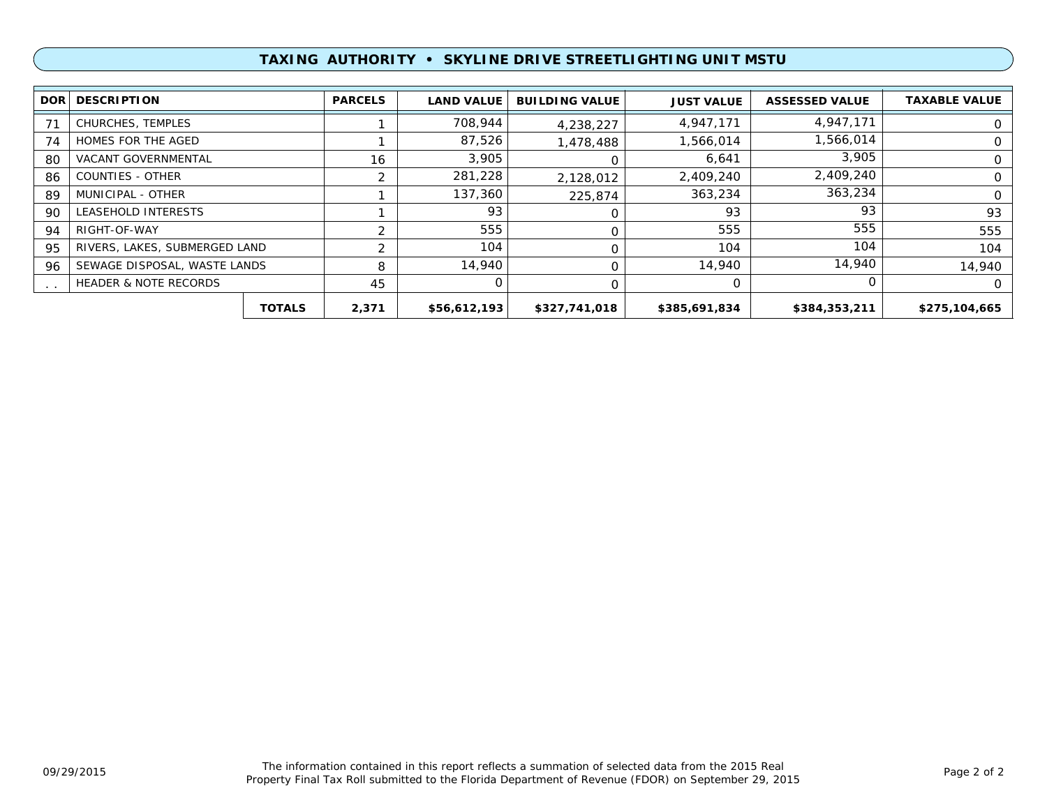## TAXING AUTHORITY • SKYLINE DRIVE STREETLIGHTING UNIT MSTU

| DOR | DESCRIPTION | PARCELS | LAND VALUE | BUILDING VALUE | JUST VALUE | ASSESSED VALUE | TAXABLE VALUE |
|---|---|---|---|---|---|---|---|
| 71 | CHURCHES, TEMPLES | 1 | 708,944 | 4,238,227 | 4,947,171 | 4,947,171 | 0 |
| 74 | HOMES FOR THE AGED | 1 | 87,526 | 1,478,488 | 1,566,014 | 1,566,014 | 0 |
| 80 | VACANT GOVERNMENTAL | 16 | 3,905 | 0 | 6,641 | 3,905 | 0 |
| 86 | COUNTIES - OTHER | 2 | 281,228 | 2,128,012 | 2,409,240 | 2,409,240 | 0 |
| 89 | MUNICIPAL - OTHER | 1 | 137,360 | 225,874 | 363,234 | 363,234 | 0 |
| 90 | LEASEHOLD INTERESTS | 1 | 93 | 0 | 93 | 93 | 93 |
| 94 | RIGHT-OF-WAY | 2 | 555 | 0 | 555 | 555 | 555 |
| 95 | RIVERS, LAKES, SUBMERGED LAND | 2 | 104 | 0 | 104 | 104 | 104 |
| 96 | SEWAGE DISPOSAL, WASTE LANDS | 8 | 14,940 | 0 | 14,940 | 14,940 | 14,940 |
| . . | HEADER & NOTE RECORDS | 45 | 0 | 0 | 0 | 0 | 0 |
| | **TOTALS** | **2,371** | **$56,612,193** | **$327,741,018** | **$385,691,834** | **$384,353,211** | **$275,104,665** |

09/29/2015

The information contained in this report reflects a summation of selected data from the 2015 Real Property Final Tax Roll submitted to the Florida Department of Revenue (FDOR) on September 29, 2015